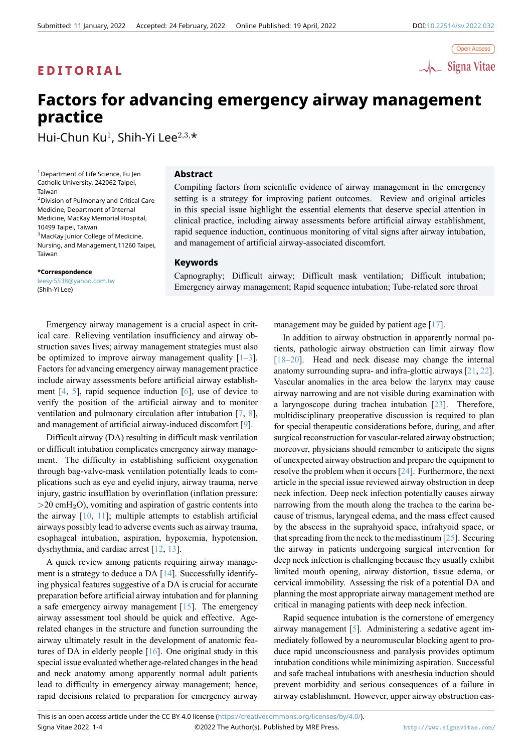EDITORIAL

# Factors for advancing emergency airway management practice

Hui-Chun Ku[1], Shih-Yi Lee[2,3,]*

[1]Department of Life Science, Fu Jen Catholic University, 242062 Taipei, Taiwan
[2]Division of Pulmonary and Critical Care Medicine, Department of Internal Medicine, MacKay Memorial Hospital, 10499 Taipei, Taiwan
[3]MacKay Junior College of Medicine, Nursing, and Management,11260 Taipei, Taiwan

***Correspondence**
leesyi5538@yahoo.com.tw
(Shih-Yi Lee)

## Abstract

Compiling factors from scientific evidence of airway management in the emergency setting is a strategy for improving patient outcomes. Review and original articles in this special issue highlight the essential elements that deserve special attention in clinical practice, including airway assessments before artificial airway establishment, rapid sequence induction, continuous monitoring of vital signs after airway intubation, and management of artificial airway-associated discomfort.

## Keywords

Capnography; Difficult airway; Difficult mask ventilation; Difficult intubation; Emergency airway management; Rapid sequence intubation; Tube-related sore throat

Emergency airway management is a crucial aspect in critical care. Relieving ventilation insufficiency and airway obstruction saves lives; airway management strategies must also be optimized to improve airway management quality [1–3]. Factors for advancing emergency airway management practice include airway assessments before artificial airway establishment [4, 5], rapid sequence induction [6], use of device to verify the position of the artificial airway and to monitor ventilation and pulmonary circulation after intubation [7, 8], and management of artificial airway-induced discomfort [9].

Difficult airway (DA) resulting in difficult mask ventilation or difficult intubation complicates emergency airway management. The difficulty in establishing sufficient oxygenation through bag-valve-mask ventilation potentially leads to complications such as eye and eyelid injury, airway trauma, nerve injury, gastric insufflation by overinflation (inflation pressure: >20 cm$H_2O$), vomiting and aspiration of gastric contents into the airway [10, 11]; multiple attempts to establish artificial airways possibly lead to adverse events such as airway trauma, esophageal intubation, aspiration, hypoxemia, hypotension, dysrhythmia, and cardiac arrest [12, 13].

A quick review among patients requiring airway management is a strategy to deduce a DA [14]. Successfully identifying physical features suggestive of a DA is crucial for accurate preparation before artificial airway intubation and for planning a safe emergency airway management [15]. The emergency airway assessment tool should be quick and effective. Age-related changes in the structure and function surrounding the airway ultimately result in the development of anatomic features of DA in elderly people [16]. One original study in this special issue evaluated whether age-related changes in the head and neck anatomy among apparently normal adult patients lead to difficulty in emergency airway management; hence, rapid decisions related to preparation for emergency airway management may be guided by patient age [17].

In addition to airway obstruction in apparently normal patients, pathologic airway obstruction can limit airway flow [18–20]. Head and neck disease may change the internal anatomy surrounding supra- and infra-glottic airways [21, 22]. Vascular anomalies in the area below the larynx may cause airway narrowing and are not visible during examination with a laryngoscope during trachea intubation [23]. Therefore, multidisciplinary preoperative discussion is required to plan for special therapeutic considerations before, during, and after surgical reconstruction for vascular-related airway obstruction; moreover, physicians should remember to anticipate the signs of unexpected airway obstruction and prepare the equipment to resolve the problem when it occurs [24]. Furthermore, the next article in the special issue reviewed airway obstruction in deep neck infection. Deep neck infection potentially causes airway narrowing from the mouth along the trachea to the carina because of trismus, laryngeal edema, and the mass effect caused by the abscess in the suprahyoid space, infrahyoid space, or that spreading from the neck to the mediastinum [25]. Securing the airway in patients undergoing surgical intervention for deep neck infection is challenging because they usually exhibit limited mouth opening, airway distortion, tissue edema, or cervical immobility. Assessing the risk of a potential DA and planning the most appropriate airway management method are critical in managing patients with deep neck infection.

Rapid sequence intubation is the cornerstone of emergency airway management [5]. Administering a sedative agent immediately followed by a neuromuscular blocking agent to produce rapid unconsciousness and paralysis provides optimum intubation conditions while minimizing aspiration. Successful and safe tracheal intubations with anesthesia induction should prevent morbidity and serious consequences of a failure in airway establishment. However, upper airway obstruction eas-

This is an open access article under the CC BY 4.0 license (https://creativecommons.org/licenses/by/4.0/).
©2022 The Author(s). Published by MRE Press.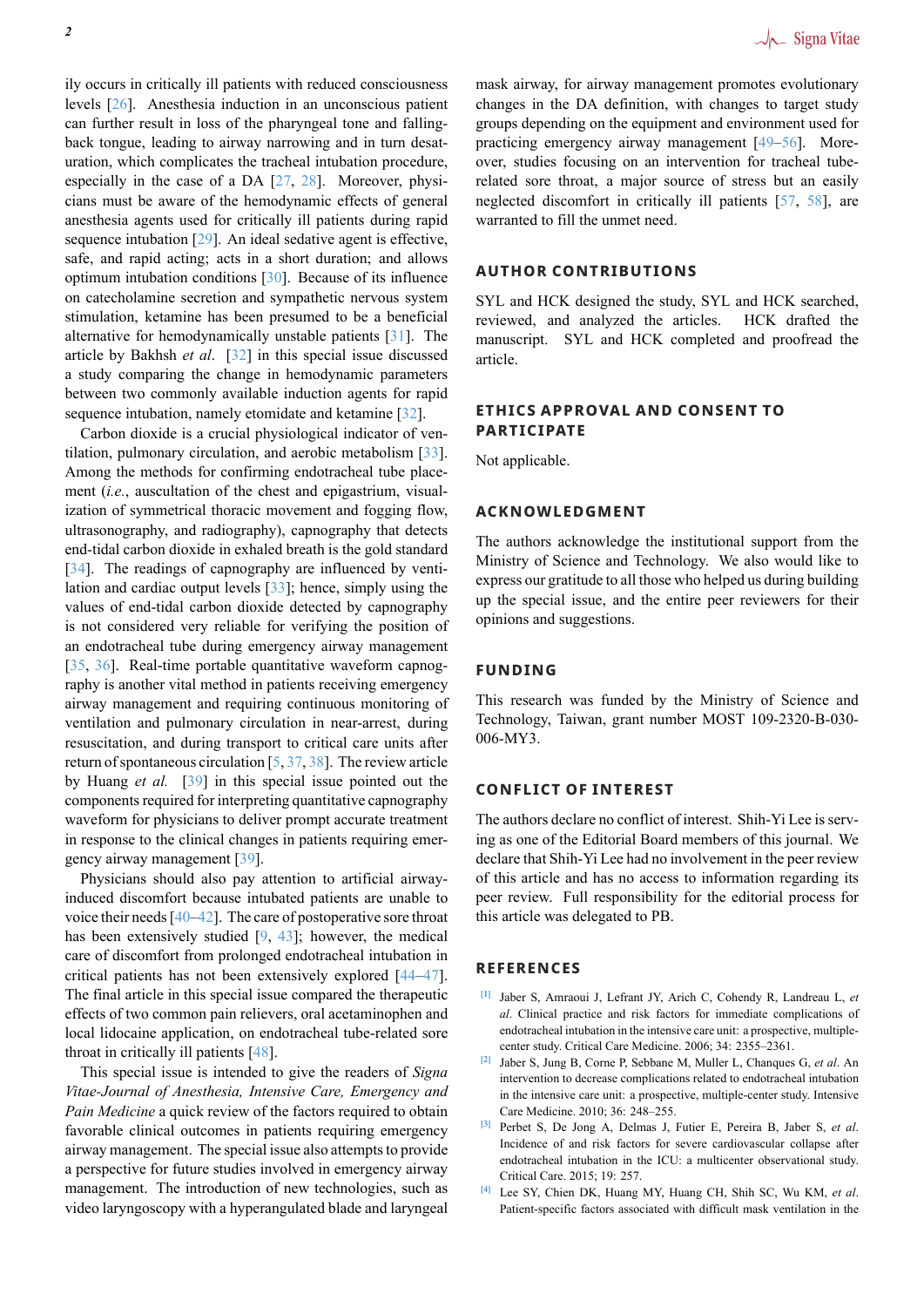ily occurs in critically ill patients with reduced consciousness levels [26]. Anesthesia induction in an unconscious patient can further result in loss of the pharyngeal tone and falling-back tongue, leading to airway narrowing and in turn desaturation, which complicates the tracheal intubation procedure, especially in the case of a DA [27, 28]. Moreover, physicians must be aware of the hemodynamic effects of general anesthesia agents used for critically ill patients during rapid sequence intubation [29]. An ideal sedative agent is effective, safe, and rapid acting; acts in a short duration; and allows optimum intubation conditions [30]. Because of its influence on catecholamine secretion and sympathetic nervous system stimulation, ketamine has been presumed to be a beneficial alternative for hemodynamically unstable patients [31]. The article by Bakhsh *et al*. [32] in this special issue discussed a study comparing the change in hemodynamic parameters between two commonly available induction agents for rapid sequence intubation, namely etomidate and ketamine [32].

Carbon dioxide is a crucial physiological indicator of ventilation, pulmonary circulation, and aerobic metabolism [33]. Among the methods for confirming endotracheal tube placement (*i.e.*, auscultation of the chest and epigastrium, visualization of symmetrical thoracic movement and fogging flow, ultrasonography, and radiography), capnography that detects end-tidal carbon dioxide in exhaled breath is the gold standard [34]. The readings of capnography are influenced by ventilation and cardiac output levels [33]; hence, simply using the values of end-tidal carbon dioxide detected by capnography is not considered very reliable for verifying the position of an endotracheal tube during emergency airway management [35, 36]. Real-time portable quantitative waveform capnography is another vital method in patients receiving emergency airway management and requiring continuous monitoring of ventilation and pulmonary circulation in near-arrest, during resuscitation, and during transport to critical care units after return of spontaneous circulation [5, 37, 38]. The review article by Huang *et al.* [39] in this special issue pointed out the components required for interpreting quantitative capnography waveform for physicians to deliver prompt accurate treatment in response to the clinical changes in patients requiring emergency airway management [39].

Physicians should also pay attention to artificial airway-induced discomfort because intubated patients are unable to voice their needs [40–42]. The care of postoperative sore throat has been extensively studied [9, 43]; however, the medical care of discomfort from prolonged endotracheal intubation in critical patients has not been extensively explored [44–47]. The final article in this special issue compared the therapeutic effects of two common pain relievers, oral acetaminophen and local lidocaine application, on endotracheal tube-related sore throat in critically ill patients [48].

This special issue is intended to give the readers of *Signa Vitae-Journal of Anesthesia, Intensive Care, Emergency and Pain Medicine* a quick review of the factors required to obtain favorable clinical outcomes in patients requiring emergency airway management. The special issue also attempts to provide a perspective for future studies involved in emergency airway management. The introduction of new technologies, such as video laryngoscopy with a hyperangulated blade and laryngeal mask airway, for airway management promotes evolutionary changes in the DA definition, with changes to target study groups depending on the equipment and environment used for practicing emergency airway management [49–56]. Moreover, studies focusing on an intervention for tracheal tube-related sore throat, a major source of stress but an easily neglected discomfort in critically ill patients [57, 58], are warranted to fill the unmet need.

## AUTHOR CONTRIBUTIONS

SYL and HCK designed the study, SYL and HCK searched, reviewed, and analyzed the articles. HCK drafted the manuscript. SYL and HCK completed and proofread the article.

## ETHICS APPROVAL AND CONSENT TO PARTICIPATE

Not applicable.

## ACKNOWLEDGMENT

The authors acknowledge the institutional support from the Ministry of Science and Technology. We also would like to express our gratitude to all those who helped us during building up the special issue, and the entire peer reviewers for their opinions and suggestions.

## FUNDING

This research was funded by the Ministry of Science and Technology, Taiwan, grant number MOST 109-2320-B-030-006-MY3.

## CONFLICT OF INTEREST

The authors declare no conflict of interest. Shih-Yi Lee is serving as one of the Editorial Board members of this journal. We declare that Shih-Yi Lee had no involvement in the peer review of this article and has no access to information regarding its peer review. Full responsibility for the editorial process for this article was delegated to PB.

## REFERENCES

[1] Jaber S, Amraoui J, Lefrant JY, Arich C, Cohendy R, Landreau L, *et al*. Clinical practice and risk factors for immediate complications of endotracheal intubation in the intensive care unit: a prospective, multiple-center study. Critical Care Medicine. 2006; 34: 2355–2361.

[2] Jaber S, Jung B, Corne P, Sebbane M, Muller L, Chanques G, *et al*. An intervention to decrease complications related to endotracheal intubation in the intensive care unit: a prospective, multiple-center study. Intensive Care Medicine. 2010; 36: 248–255.

[3] Perbet S, De Jong A, Delmas J, Futier E, Pereira B, Jaber S, *et al*. Incidence of and risk factors for severe cardiovascular collapse after endotracheal intubation in the ICU: a multicenter observational study. Critical Care. 2015; 19: 257.

[4] Lee SY, Chien DK, Huang MY, Huang CH, Shih SC, Wu KM, *et al*. Patient-specific factors associated with difficult mask ventilation in the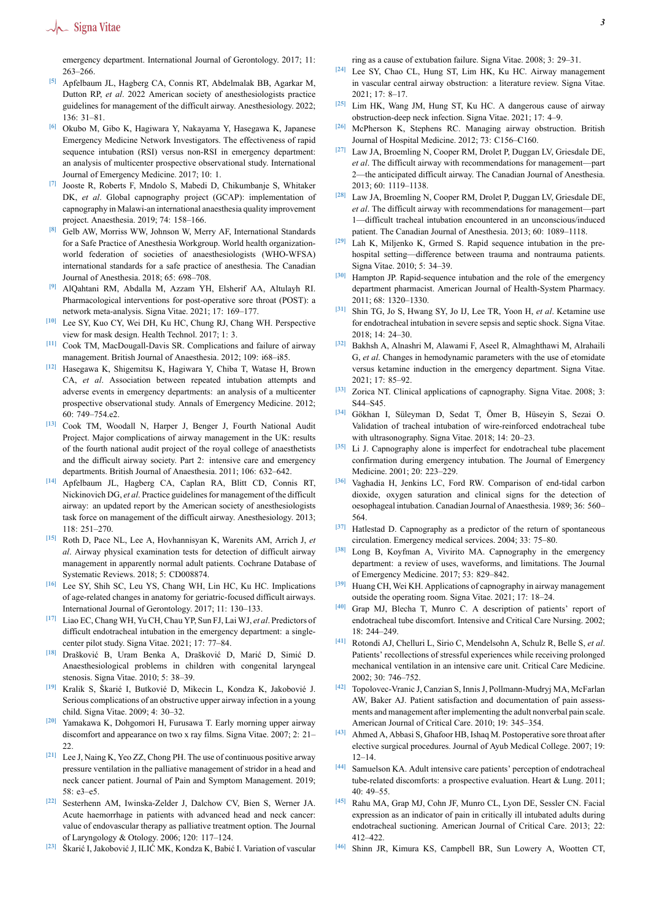emergency department. International Journal of Gerontology. 2017; 11: 263–266.

[5] Apfelbaum JL, Hagberg CA, Connis RT, Abdelmalak BB, Agarkar M, Dutton RP, *et al*. 2022 American society of anesthesiologists practice guidelines for management of the difficult airway. Anesthesiology. 2022; 136: 31–81.

[6] Okubo M, Gibo K, Hagiwara Y, Nakayama Y, Hasegawa K, Japanese Emergency Medicine Network Investigators. The effectiveness of rapid sequence intubation (RSI) versus non-RSI in emergency department: an analysis of multicenter prospective observational study. International Journal of Emergency Medicine. 2017; 10: 1.

[7] Jooste R, Roberts F, Mndolo S, Mabedi D, Chikumbanje S, Whitaker DK, *et al*. Global capnography project (GCAP): implementation of capnography in Malawi-an international anaesthesia quality improvement project. Anaesthesia. 2019; 74: 158–166.

[8] Gelb AW, Morriss WW, Johnson W, Merry AF, International Standards for a Safe Practice of Anesthesia Workgroup. World health organization-world federation of societies of anaesthesiologists (WHO-WFSA) international standards for a safe practice of anesthesia. The Canadian Journal of Anesthesia. 2018; 65: 698–708.

[9] AlQahtani RM, Abdalla M, Azzam YH, Elsherif AA, Altulayh RI. Pharmacological interventions for post-operative sore throat (POST): a network meta-analysis. Signa Vitae. 2021; 17: 169–177.

[10] Lee SY, Kuo CY, Wei DH, Ku HC, Chung RJ, Chang WH. Perspective view for mask design. Health Technol. 2017; 1: 3.

[11] Cook TM, MacDougall-Davis SR. Complications and failure of airway management. British Journal of Anaesthesia. 2012; 109: i68–i85.

[12] Hasegawa K, Shigemitsu K, Hagiwara Y, Chiba T, Watase H, Brown CA, *et al*. Association between repeated intubation attempts and adverse events in emergency departments: an analysis of a multicenter prospective observational study. Annals of Emergency Medicine. 2012; 60: 749–754.e2.

[13] Cook TM, Woodall N, Harper J, Benger J, Fourth National Audit Project. Major complications of airway management in the UK: results of the fourth national audit project of the royal college of anaesthetists and the difficult airway society. Part 2: intensive care and emergency departments. British Journal of Anaesthesia. 2011; 106: 632–642.

[14] Apfelbaum JL, Hagberg CA, Caplan RA, Blitt CD, Connis RT, Nickinovich DG, *et al*. Practice guidelines for management of the difficult airway: an updated report by the American society of anesthesiologists task force on management of the difficult airway. Anesthesiology. 2013; 118: 251–270.

[15] Roth D, Pace NL, Lee A, Hovhannisyan K, Warenits AM, Arrich J, *et al*. Airway physical examination tests for detection of difficult airway management in apparently normal adult patients. Cochrane Database of Systematic Reviews. 2018; 5: CD008874.

[16] Lee SY, Shih SC, Leu YS, Chang WH, Lin HC, Ku HC. Implications of age-related changes in anatomy for geriatric-focused difficult airways. International Journal of Gerontology. 2017; 11: 130–133.

[17] Liao EC, Chang WH, Yu CH, Chau YP, Sun FJ, Lai WJ, *et al*. Predictors of difficult endotracheal intubation in the emergency department: a single-center pilot study. Signa Vitae. 2021; 17: 77–84.

[18] Drašković B, Uram Benka A, Drašković D, Marić D, Simić D. Anaesthesiological problems in children with congenital laryngeal stenosis. Signa Vitae. 2010; 5: 38–39.

[19] Kralik S, Škarić I, Butković D, Mikecin L, Kondza K, Jakobović J. Serious complications of an obstructive upper airway infection in a young child. Signa Vitae. 2009; 4: 30–32.

[20] Yamakawa K, Dohgomori H, Furusawa T. Early morning upper airway discomfort and appearance on two x ray films. Signa Vitae. 2007; 2: 21–22.

[21] Lee J, Naing K, Yeo ZZ, Chong PH. The use of continuous positive airway pressure ventilation in the palliative management of stridor in a head and neck cancer patient. Journal of Pain and Symptom Management. 2019; 58: e3–e5.

[22] Sesterhenn AM, Iwinska-Zelder J, Dalchow CV, Bien S, Werner JA. Acute haemorrhage in patients with advanced head and neck cancer: value of endovascular therapy as palliative treatment option. The Journal of Laryngology & Otology. 2006; 120: 117–124.

[23] Škarić I, Jakobović J, ILIĆ MK, Kondza K, Babić I. Variation of vascular ring as a cause of extubation failure. Signa Vitae. 2008; 3: 29–31.

[24] Lee SY, Chao CL, Hung ST, Lim HK, Ku HC. Airway management in vascular central airway obstruction: a literature review. Signa Vitae. 2021; 17: 8–17.

[25] Lim HK, Wang JM, Hung ST, Ku HC. A dangerous cause of airway obstruction-deep neck infection. Signa Vitae. 2021; 17: 4–9.

[26] McPherson K, Stephens RC. Managing airway obstruction. British Journal of Hospital Medicine. 2012; 73: C156–C160.

[27] Law JA, Broemling N, Cooper RM, Drolet P, Duggan LV, Griesdale DE, *et al*. The difficult airway with recommendations for management—part 2—the anticipated difficult airway. The Canadian Journal of Anesthesia. 2013; 60: 1119–1138.

[28] Law JA, Broemling N, Cooper RM, Drolet P, Duggan LV, Griesdale DE, *et al*. The difficult airway with recommendations for management—part 1—difficult tracheal intubation encountered in an unconscious/induced patient. The Canadian Journal of Anesthesia. 2013; 60: 1089–1118.

[29] Lah K, Miljenko K, Grmed S. Rapid sequence intubation in the pre-hospital setting—difference between trauma and nontrauma patients. Signa Vitae. 2010; 5: 34–39.

[30] Hampton JP. Rapid-sequence intubation and the role of the emergency department pharmacist. American Journal of Health-System Pharmacy. 2011; 68: 1320–1330.

[31] Shin TG, Jo S, Hwang SY, Jo IJ, Lee TR, Yoon H, *et al*. Ketamine use for endotracheal intubation in severe sepsis and septic shock. Signa Vitae. 2018; 14: 24–30.

[32] Bakhsh A, Alnashri M, Alawami F, Aseel R, Almaghthawi M, Alrahaili G, *et al*. Changes in hemodynamic parameters with the use of etomidate versus ketamine induction in the emergency department. Signa Vitae. 2021; 17: 85–92.

[33] Zorica NT. Clinical applications of capnography. Signa Vitae. 2008; 3: S44–S45.

[34] Gökhan I, Süleyman D, Sedat T, Ömer B, Hüseyin S, Sezai O. Validation of tracheal intubation of wire-reinforced endotracheal tube with ultrasonography. Signa Vitae. 2018; 14: 20–23.

[35] Li J. Capnography alone is imperfect for endotracheal tube placement confirmation during emergency intubation. The Journal of Emergency Medicine. 2001; 20: 223–229.

[36] Vaghadia H, Jenkins LC, Ford RW. Comparison of end-tidal carbon dioxide, oxygen saturation and clinical signs for the detection of oesophageal intubation. Canadian Journal of Anaesthesia. 1989; 36: 560–564.

[37] Hatlestad D. Capnography as a predictor of the return of spontaneous circulation. Emergency medical services. 2004; 33: 75–80.

[38] Long B, Koyfman A, Vivirito MA. Capnography in the emergency department: a review of uses, waveforms, and limitations. The Journal of Emergency Medicine. 2017; 53: 829–842.

[39] Huang CH, Wei KH. Applications of capnography in airway management outside the operating room. Signa Vitae. 2021; 17: 18–24.

[40] Grap MJ, Blecha T, Munro C. A description of patients' report of endotracheal tube discomfort. Intensive and Critical Care Nursing. 2002; 18: 244–249.

[41] Rotondi AJ, Chelluri L, Sirio C, Mendelsohn A, Schulz R, Belle S, *et al*. Patients' recollections of stressful experiences while receiving prolonged mechanical ventilation in an intensive care unit. Critical Care Medicine. 2002; 30: 746–752.

[42] Topolovec-Vranic J, Canzian S, Innis J, Pollmann-Mudryj MA, McFarlan AW, Baker AJ. Patient satisfaction and documentation of pain assessments and management after implementing the adult nonverbal pain scale. American Journal of Critical Care. 2010; 19: 345–354.

[43] Ahmed A, Abbasi S, Ghafoor HB, Ishaq M. Postoperative sore throat after elective surgical procedures. Journal of Ayub Medical College. 2007; 19: 12–14.

[44] Samuelson KA. Adult intensive care patients' perception of endotracheal tube-related discomforts: a prospective evaluation. Heart & Lung. 2011; 40: 49–55.

[45] Rahu MA, Grap MJ, Cohn JF, Munro CL, Lyon DE, Sessler CN. Facial expression as an indicator of pain in critically ill intubated adults during endotracheal suctioning. American Journal of Critical Care. 2013; 22: 412–422.

[46] Shinn JR, Kimura KS, Campbell BR, Sun Lowery A, Wootten CT,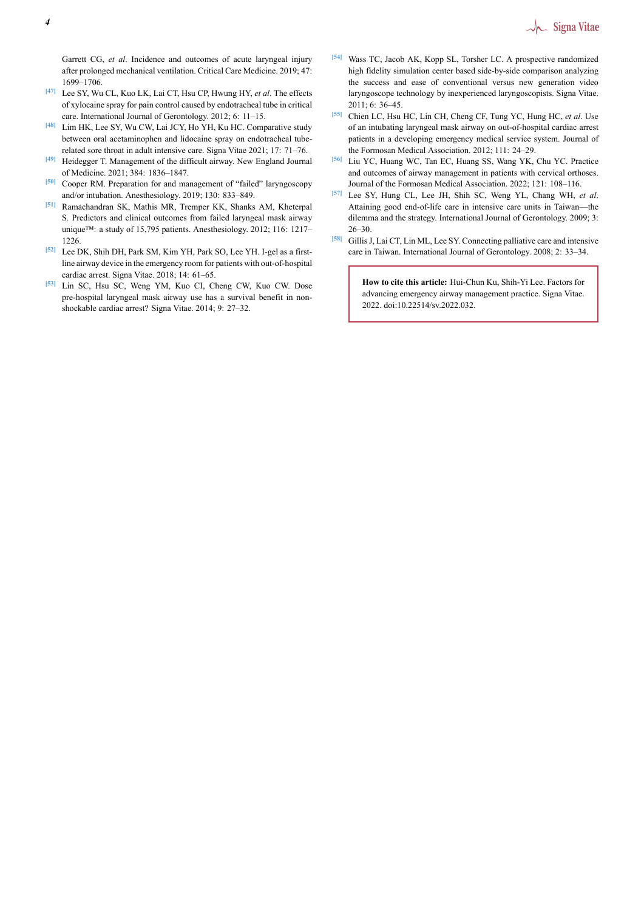Garrett CG, *et al*. Incidence and outcomes of acute laryngeal injury after prolonged mechanical ventilation. Critical Care Medicine. 2019; 47: 1699–1706.

[47] Lee SY, Wu CL, Kuo LK, Lai CT, Hsu CP, Hwung HY, *et al*. The effects of xylocaine spray for pain control caused by endotracheal tube in critical care. International Journal of Gerontology. 2012; 6: 11–15.

[48] Lim HK, Lee SY, Wu CW, Lai JCY, Ho YH, Ku HC. Comparative study between oral acetaminophen and lidocaine spray on endotracheal tube-related sore throat in adult intensive care. Signa Vitae 2021; 17: 71–76.

[49] Heidegger T. Management of the difficult airway. New England Journal of Medicine. 2021; 384: 1836–1847.

[50] Cooper RM. Preparation for and management of "failed" laryngoscopy and/or intubation. Anesthesiology. 2019; 130: 833–849.

[51] Ramachandran SK, Mathis MR, Tremper KK, Shanks AM, Kheterpal S. Predictors and clinical outcomes from failed laryngeal mask airway unique™: a study of 15,795 patients. Anesthesiology. 2012; 116: 1217–1226.

[52] Lee DK, Shih DH, Park SM, Kim YH, Park SO, Lee YH. I-gel as a first-line airway device in the emergency room for patients with out-of-hospital cardiac arrest. Signa Vitae. 2018; 14: 61–65.

[53] Lin SC, Hsu SC, Weng YM, Kuo CI, Cheng CW, Kuo CW. Dose pre-hospital laryngeal mask airway use has a survival benefit in non-shockable cardiac arrest? Signa Vitae. 2014; 9: 27–32.

[54] Wass TC, Jacob AK, Kopp SL, Torsher LC. A prospective randomized high fidelity simulation center based side-by-side comparison analyzing the success and ease of conventional versus new generation video laryngoscope technology by inexperienced laryngoscopists. Signa Vitae. 2011; 6: 36–45.

[55] Chien LC, Hsu HC, Lin CH, Cheng CF, Tung YC, Hung HC, *et al*. Use of an intubating laryngeal mask airway on out-of-hospital cardiac arrest patients in a developing emergency medical service system. Journal of the Formosan Medical Association. 2012; 111: 24–29.

[56] Liu YC, Huang WC, Tan EC, Huang SS, Wang YK, Chu YC. Practice and outcomes of airway management in patients with cervical orthoses. Journal of the Formosan Medical Association. 2022; 121: 108–116.

[57] Lee SY, Hung CL, Lee JH, Shih SC, Weng YL, Chang WH, *et al*. Attaining good end-of-life care in intensive care units in Taiwan—the dilemma and the strategy. International Journal of Gerontology. 2009; 3: 26–30.

[58] Gillis J, Lai CT, Lin ML, Lee SY. Connecting palliative care and intensive care in Taiwan. International Journal of Gerontology. 2008; 2: 33–34.

**How to cite this article:** Hui-Chun Ku, Shih-Yi Lee. Factors for advancing emergency airway management practice. Signa Vitae. 2022. doi:10.22514/sv.2022.032.